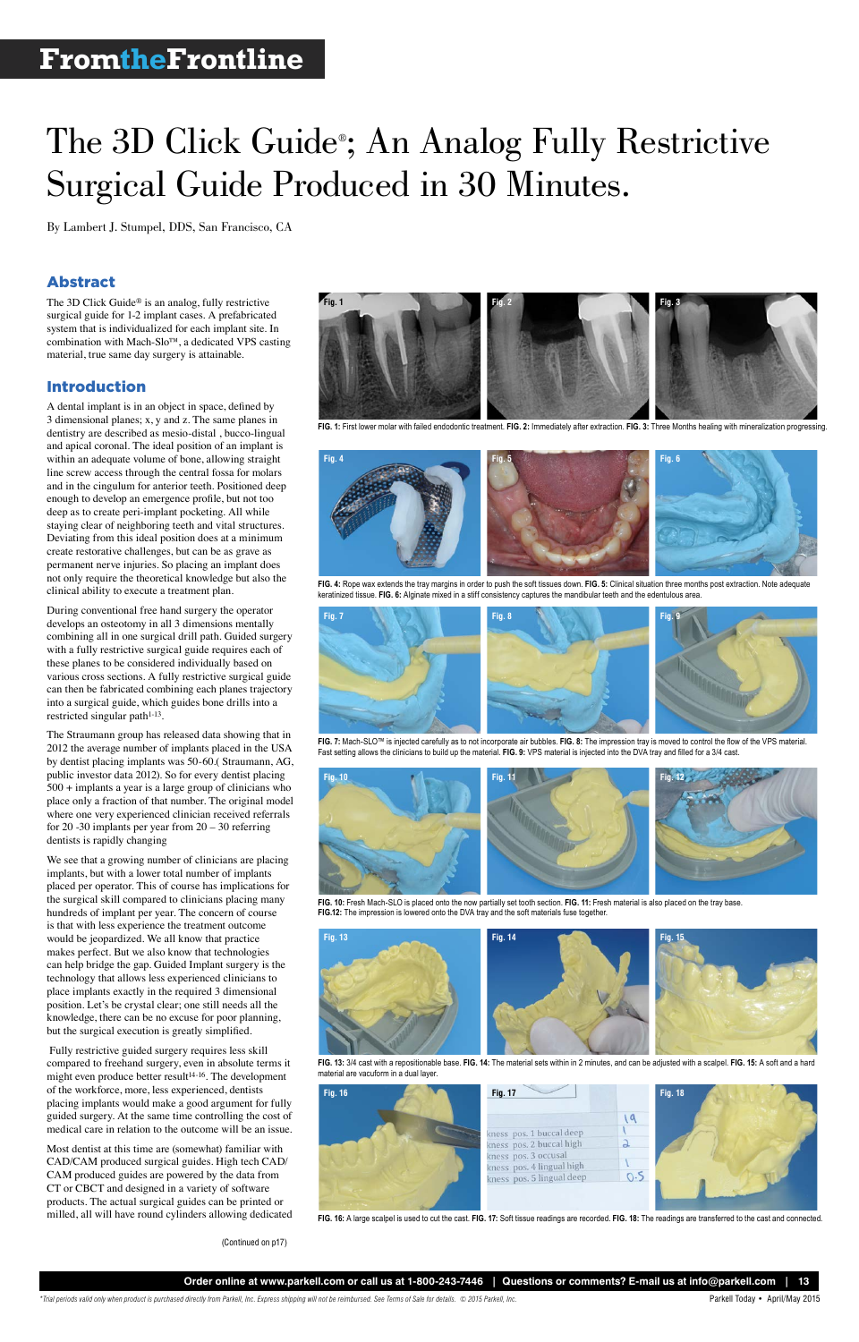# The 3D Click Guide®; An Analog Fully Restrictive Surgical Guide Produced in 30 Minutes.

By Lambert J. Stumpel, DDS, San Francisco, CA

## Abstract

The 3D Click Guide® is an analog, fully restrictive surgical guide for 1-2 implant cases. A prefabricated system that is individualized for each implant site. In combination with Mach-Slo™, a dedicated VPS casting material, true same day surgery is attainable.

## Introduction

A dental implant is in an object in space, defined by 3 dimensional planes; x, y and z. The same planes in dentistry are described as mesio-distal , bucco-lingual and apical coronal. The ideal position of an implant is within an adequate volume of bone, allowing straight line screw access through the central fossa for molars and in the cingulum for anterior teeth. Positioned deep enough to develop an emergence profile, but not too deep as to create peri-implant pocketing. All while staying clear of neighboring teeth and vital structures. Deviating from this ideal position does at a minimum create restorative challenges, but can be as grave as permanent nerve injuries. So placing an implant does not only require the theoretical knowledge but also the clinical ability to execute a treatment plan.

During conventional free hand surgery the operator develops an osteotomy in all 3 dimensions mentally combining all in one surgical drill path. Guided surgery with a fully restrictive surgical guide requires each of these planes to be considered individually based on various cross sections. A fully restrictive surgical guide can then be fabricated combining each planes trajectory into a surgical guide, which guides bone drills into a restricted singular path[1-13].

The Straumann group has released data showing that in 2012 the average number of implants placed in the USA by dentist placing implants was 50-60.( Straumann, AG, public investor data 2012). So for every dentist placing 500 + implants a year is a large group of clinicians who place only a fraction of that number. The original model where one very experienced clinician received referrals for 20 -30 implants per year from 20 – 30 referring dentists is rapidly changing

We see that a growing number of clinicians are placing implants, but with a lower total number of implants placed per operator. This of course has implications for the surgical skill compared to clinicians placing many hundreds of implant per year. The concern of course is that with less experience the treatment outcome would be jeopardized. We all know that practice makes perfect. But we also know that technologies can help bridge the gap. Guided Implant surgery is the technology that allows less experienced clinicians to place implants exactly in the required 3 dimensional position. Let's be crystal clear; one still needs all the knowledge, there can be no excuse for poor planning, but the surgical execution is greatly simplified.

Fully restrictive guided surgery requires less skill compared to freehand surgery, even in absolute terms it might even produce better result[14-16]. The development of the workforce, more, less experienced, dentists placing implants would make a good argument for fully guided surgery. At the same time controlling the cost of medical care in relation to the outcome will be an issue.

Most dentist at this time are (somewhat) familiar with CAD/CAM produced surgical guides. High tech CAD/CAM produced guides are powered by the data from CT or CBCT and designed in a variety of software products. The actual surgical guides can be printed or milled, all will have round cylinders allowing dedicated

(Continued on p17)

**FIG. 1:** First lower molar with failed endodontic treatment. **FIG. 2:** Immediately after extraction. **FIG. 3:** Three Months healing with mineralization progressing.

**FIG. 4:** Rope wax extends the tray margins in order to push the soft tissues down. **FIG. 5:** Clinical situation three months post extraction. Note adequate keratinized tissue. **FIG. 6:** Alginate mixed in a stiff consistency captures the mandibular teeth and the edentulous area.

**FIG. 7:** Mach-SLO™ is injected carefully as to not incorporate air bubbles. **FIG. 8:** The impression tray is moved to control the flow of the VPS material. Fast setting allows the clinicians to build up the material. **FIG. 9:** VPS material is injected into the DVA tray and filled for a 3/4 cast.

**FIG. 10:** Fresh Mach-SLO is placed onto the now partially set tooth section. **FIG. 11:** Fresh material is also placed on the tray base. **FIG.12:** The impression is lowered onto the DVA tray and the soft materials fuse together.

**FIG. 13:** 3/4 cast with a repositionable base. **FIG. 14:** The material sets within in 2 minutes, and can be adjusted with a scalpel. **FIG. 15:** A soft and a hard material are vacuform in a dual layer.

**FIG. 16:** A large scalpel is used to cut the cast. **FIG. 17:** Soft tissue readings are recorded. **FIG. 18:** The readings are transferred to the cast and connected.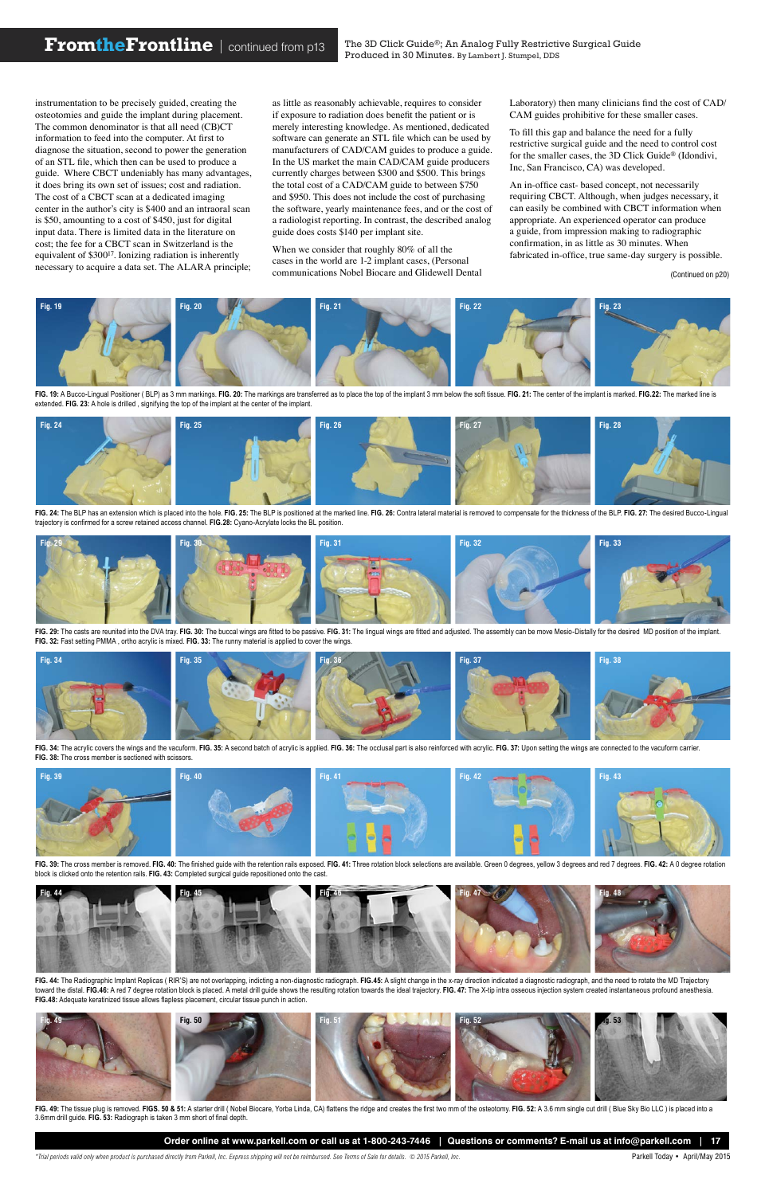instrumentation to be precisely guided, creating the osteotomies and guide the implant during placement. The common denominator is that all need (CB)CT information to feed into the computer. At first to diagnose the situation, second to power the generation of an STL file, which then can be used to produce a guide. Where CBCT undeniably has many advantages, it does bring its own set of issues; cost and radiation. The cost of a CBCT scan at a dedicated imaging center in the author's city is $400 and an intraoral scan is $50, amounting to a cost of $450, just for digital input data. There is limited data in the literature on cost; the fee for a CBCT scan in Switzerland is the equivalent of $300[17]. Ionizing radiation is inherently necessary to acquire a data set. The ALARA principle; as little as reasonably achievable, requires to consider if exposure to radiation does benefit the patient or is merely interesting knowledge. As mentioned, dedicated software can generate an STL file which can be used by manufacturers of CAD/CAM guides to produce a guide. In the US market the main CAD/CAM guide producers currently charges between $300 and $500. This brings the total cost of a CAD/CAM guide to between $750 and $950. This does not include the cost of purchasing the software, yearly maintenance fees, and or the cost of a radiologist reporting. In contrast, the described analog guide does costs $140 per implant site.

When we consider that roughly 80% of all the cases in the world are 1-2 implant cases, (Personal communications Nobel Biocare and Glidewell Dental Laboratory) then many clinicians find the cost of CAD/CAM guides prohibitive for these smaller cases.

To fill this gap and balance the need for a fully restrictive surgical guide and the need to control cost for the smaller cases, the 3D Click Guide® (Idondivi, Inc, San Francisco, CA) was developed.

An in-office cast- based concept, not necessarily requiring CBCT. Although, when judges necessary, it can easily be combined with CBCT information when appropriate. An experienced operator can produce a guide, from impression making to radiographic confirmation, in as little as 30 minutes. When fabricated in-office, true same-day surgery is possible.

(Continued on p20)

**FIG. 19:** A Bucco-Lingual Positioner ( BLP) as 3 mm markings. **FIG. 20:** The markings are transferred as to place the top of the implant 3 mm below the soft tissue. **FIG. 21:** The center of the implant is marked. **FIG.22:** The marked line is extended. **FIG. 23:** A hole is drilled , signifying the top of the implant at the center of the implant.

**FIG. 24:** The BLP has an extension which is placed into the hole. **FIG. 25:** The BLP is positioned at the marked line. **FIG. 26:** Contra lateral material is removed to compensate for the thickness of the BLP. **FIG. 27:** The desired Bucco-Lingual trajectory is confirmed for a screw retained access channel. **FIG.28:** Cyano-Acrylate locks the BL position.

**FIG. 29:** The casts are reunited into the DVA tray. **FIG. 30:** The buccal wings are fitted to be passive. **FIG. 31:** The lingual wings are fitted and adjusted. The assembly can be move Mesio-Distally for the desired MD position of the implant. **FIG. 32:** Fast setting PMMA , ortho acrylic is mixed. **FIG. 33:** The runny material is applied to cover the wings.

**FIG. 34:** The acrylic covers the wings and the vacuform. **FIG. 35:** A second batch of acrylic is applied. **FIG. 36:** The occlusal part is also reinforced with acrylic. **FIG. 37:** Upon setting the wings are connected to the vacuform carrier. **FIG. 38:** The cross member is sectioned with scissors.

**FIG. 39:** The cross member is removed. **FIG. 40:** The finished guide with the retention rails exposed. **FIG. 41:** Three rotation block selections are available. Green 0 degrees, yellow 3 degrees and red 7 degrees. **FIG. 42:** A 0 degree rotation block is clicked onto the retention rails. **FIG. 43:** Completed surgical guide repositioned onto the cast.

**FIG. 44:** The Radiographic Implant Replicas ( RIR'S) are not overlapping, indicting a non-diagnostic radiograph. **FIG.45:** A slight change in the x-ray direction indicated a diagnostic radiograph, and the need to rotate the MD Trajectory toward the distal. **FIG.46:** A red 7 degree rotation block is placed. A metal drill guide shows the resulting rotation towards the ideal trajectory. **FIG. 47:** The X-tip intra osseous injection system created instantaneous profound anesthesia. **FIG.48:** Adequate keratinized tissue allows flapless placement, circular tissue punch in action.

**FIG. 49:** The tissue plug is removed. **FIGS. 50 & 51:** A starter drill ( Nobel Biocare, Yorba Linda, CA) flattens the ridge and creates the first two mm of the osteotomy. **FIG. 52:** A 3.6 mm single cut drill ( Blue Sky Bio LLC ) is placed into a 3.6mm drill guide. **FIG. 53:** Radiograph is taken 3 mm short of final depth.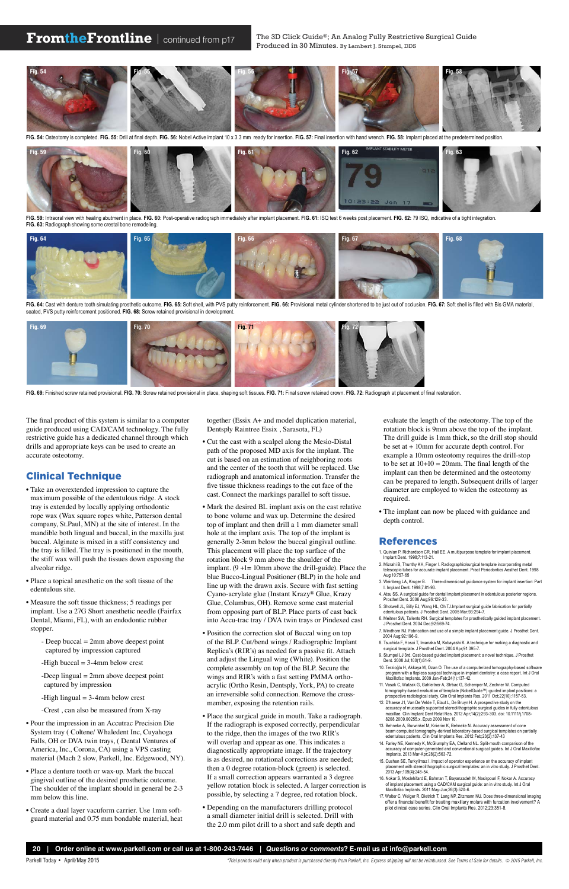FIG. 54: Osteotomy is completed. FIG. 55: Drill at final depth. FIG. 56: Nobel Active implant 10 x 3.3 mm ready for insertion. FIG. 57: Final insertion with hand wrench. FIG. 58: Implant placed at the predetermined position.

FIG. 59: Intraoral view with healing abutment in place. FIG. 60: Post-operative radiograph immediately after implant placement. FIG. 61: ISQ test 6 weeks post placement. FIG. 62: 79 ISQ, indicative of a tight integration. FIG. 63: Radiograph showing some crestal bone remodeling.

FIG. 64: Cast with denture tooth simulating prosthetic outcome. FIG. 65: Soft shell, with PVS putty reinforcement. FIG. 66: Provisional metal cylinder shortened to be just out of occlusion. FIG. 67: Soft shell is filled with Bis GMA material, seated, PVS putty reinforcement positioned. FIG. 68: Screw retained provisional in development.

FIG. 69: Finished screw retained provisional. FIG. 70: Screw retained provisional in place, shaping soft tissues. FIG. 71: Final screw retained crown. FIG. 72: Radiograph at placement of final restoration.

The final product of this system is similar to a computer guide produced using CAD/CAM technology. The fully restrictive guide has a dedicated channel through which drills and appropriate keys can be used to create an accurate osteotomy.

## Clinical Technique

- Take an overextended impression to capture the maximum possible of the edentulous ridge. A stock tray is extended by locally applying orthodontic rope wax (Wax square ropes white, Patterson dental company, St.Paul, MN) at the site of interest. In the mandible both lingual and buccal, in the maxilla just buccal. Alginate is mixed in a stiff consistency and the tray is filled. The tray is positioned in the mouth, the stiff wax will push the tissues down exposing the alveolar ridge.
- Place a topical anesthetic on the soft tissue of the edentulous site.
- Measure the soft tissue thickness; 5 readings per implant. Use a 27G Short anesthetic needle (Fairfax Dental, Miami, FL), with an endodontic rubber stopper.
  - Deep buccal = 2mm above deepest point captured by impression captured
  - High buccal = 3-4mm below crest
  - Deep lingual = 2mm above deepest point captured by impression
  - High lingual = 3-4mm below crest
  - Crest , can also be measured from X-ray
- Pour the impression in an Accutrac Precision Die System tray ( Coltene/ Whaledent Inc, Cuyahoga Falls, OH or DVA twin trays, ( Dental Ventures of America, Inc., Corona, CA) using a VPS casting material (Mach 2 slow, Parkell, Inc. Edgewood, NY).
- Place a denture tooth or wax-up. Mark the buccal gingival outline of the desired prosthetic outcome. The shoulder of the implant should in general be 2-3 mm below this line.
- Create a dual layer vacuform carrier. Use 1mm soft-guard material and 0.75 mm bondable material, heat together (Essix A+ and model duplication material, Dentsply Raintree Essix , Sarasota, FL)
- Cut the cast with a scalpel along the Mesio-Distal path of the proposed MD axis for the implant. The cut is based on an estimation of neighboring roots and the center of the tooth that will be replaced. Use radiograph and anatomical information. Transfer the five tissue thickness readings to the cut face of the cast. Connect the markings parallel to soft tissue.
- Mark the desired BL implant axis on the cast relative to bone volume and wax up. Determine the desired top of implant and then drill a 1 mm diameter small hole at the implant axis. The top of the implant is generally 2-3mm below the buccal gingival outline. This placement will place the top surface of the rotation block 9 mm above the shoulder of the implant. (9 +1= 10mm above the drill-guide). Place the blue Bucco-Lingual Positioner (BLP) in the hole and line up with the drawn axis. Secure with fast setting Cyano-acrylate glue (Instant Krazy® Glue, Krazy Glue, Columbus, OH). Remove some cast material from opposing part of BLP. Place parts of cast back into Accu-trac tray / DVA twin trays or Pindexed cast
- Position the correction slot of Buccal wing on top of the BLP. Cut/bend wings / Radiographic Implant Replica's (RIR's) as needed for a passive fit. Attach and adjust the Lingual wing (White). Position the complete assembly on top of the BLP. Secure the wings and RIR's with a fast setting PMMA ortho-acrylic (Ortho Resin, Dentsply, York, PA) to create an irreversible solid connection. Remove the cross-member, exposing the retention rails.
- Place the surgical guide in mouth. Take a radiograph. If the radiograph is exposed correctly, perpendicular to the ridge, then the images of the two RIR's will overlap and appear as one. This indicates a diagnostically appropriate image. If the trajectory is as desired, no rotational corrections are needed; then a 0 degree rotation-block (green) is selected. If a small correction appears warranted a 3 degree yellow rotation block is selected. A larger correction is possible, by selecting a 7 degree, red rotation block.
- Depending on the manufacturers drilling protocol a small diameter initial drill is selected. Drill with the 2.0 mm pilot drill to a short and safe depth and evaluate the length of the osteotomy. The top of the rotation block is 9mm above the top of the implant. The drill guide is 1mm thick, so the drill stop should be set at + 10mm for accurate depth control. For example a 10mm osteotomy requires the drill-stop to be set at 10+10 = 20mm. The final length of the implant can then be determined and the osteotomy can be prepared to length. Subsequent drills of larger diameter are employed to widen the osteotomy as required.
- The implant can now be placed with guidance and depth control.

## References

1. Quinlan P, Richardson CR, Hall EE. A multipurpose template for implant placement. Implant Dent. 1998;7:113-21.
2. Mizrahi B, Thunthy KH, Finger I. Radiographic/surgical template incorporating metal telescopic tubes for accurate implant placement. Pract Periodontics Aesthet Dent. 1998 Aug;10:757-65
3. Weinberg LA, Kruger B. Three-dimensional guidance system for implant insertion: Part I. Implant Dent. 1998;7:81-93.
4. Atsu SS. A surgical guide for dental implant placement in edentulous posterior regions. Prosthet Dent. 2006 Aug;96:129-33.
5. Shotwell JL, Billy EJ, Wang HL. Oh TJ.Implant surgical guide fabrication for partially edentulous patients. J Prosthet Dent. 2005 Mar;93:294-7.
6. Meitner SW, Tallents RH. Surgical templates for prosthetically guided implant placement. J Prosthet Dent. 2004 Dec;92:569-74.
7. Windhorn RJ. Fabrication and use of a simple implant placement guide. J Prosthet Dent. 2004 Aug;92:196-9.
8. Tsuchida F, Hosoi T, Imanaka M, Kobayashi K. A technique for making a diagnostic and surgical template. J Prosthet Dent. 2004 Apr;91:395-7.
9. Stumpel LJ 3rd. Cast-based guided implant placement: a novel technique. J Prosthet Dent. 2008 Jul;100(1):61-9.
10. Terzioğlu H, Akkaya M, Ozan O. The use of a computerized tomography-based software program with a flapless surgical technique in implant dentistry: a case report. Int J Oral Maxillofac Implants. 2009 Jan-Feb;24(1):137-42.
11. Vasak C, Watzak G, Gahleitner A, Strbac G, Schemper M, Zechner W. Computed tomography-based evaluation of template (NobelGuide™)-guided implant positions: a prospective radiological study. Clin Oral Implants Res. 2011 Oct;22(10):1157-63.
12. D'haese J1, Van De Velde T, Elaut L, De Bruyn H. A prospective study on the accuracy of mucosally supported stereolithographic surgical guides in fully edentulous maxillae. Clin Implant Dent Relat Res. 2012 Apr;14(2):293-303. doi: 10.1111/j.1708-8208.2009.00255.x. Epub 2009 Nov 10.
13. Behneke A, Burwinkel M, Knierim K, Behneke N. Accuracy assessment of cone beam computed tomography-derived laboratory-based surgical templates on partially edentulous patients. Clin Oral Implants Res. 2012 Feb;23(2):137-43
14. Farley NE, Kennedy K, McGlumphy EA, Clelland NL. Split-mouth comparison of the accuracy of computer-generated and conventional surgical guides. Int J Oral Maxillofac Implants. 2013 Mar-Apr;28(2):563-72.
15. Cushen SE, Turkyilmaz I. Impact of operator experience on the accuracy of implant placement with stereolithographic surgical templates: an in vitro study. J Prosthet Dent. 2013 Apr;109(4):248-54.
16. Nokar S, Moslehifard E, Bahman T, Bayanzadeh M, Nasirpouri F, Nokar A. Accuracy of implant placement using a CAD/CAM surgical guide: an in vitro study. Int J Oral Maxillofac Implants. 2011 May-Jun;26(3):520-6.
17. Walter C, Weiger R, Dietrich T, Lang NP, Zitzmann NU. Does three-dimensional imaging offer a financial benefit for treating maxillary molars with furcation involvement? A pilot clinical case series. Clin Oral Implants Res. 2012;23:351-8.